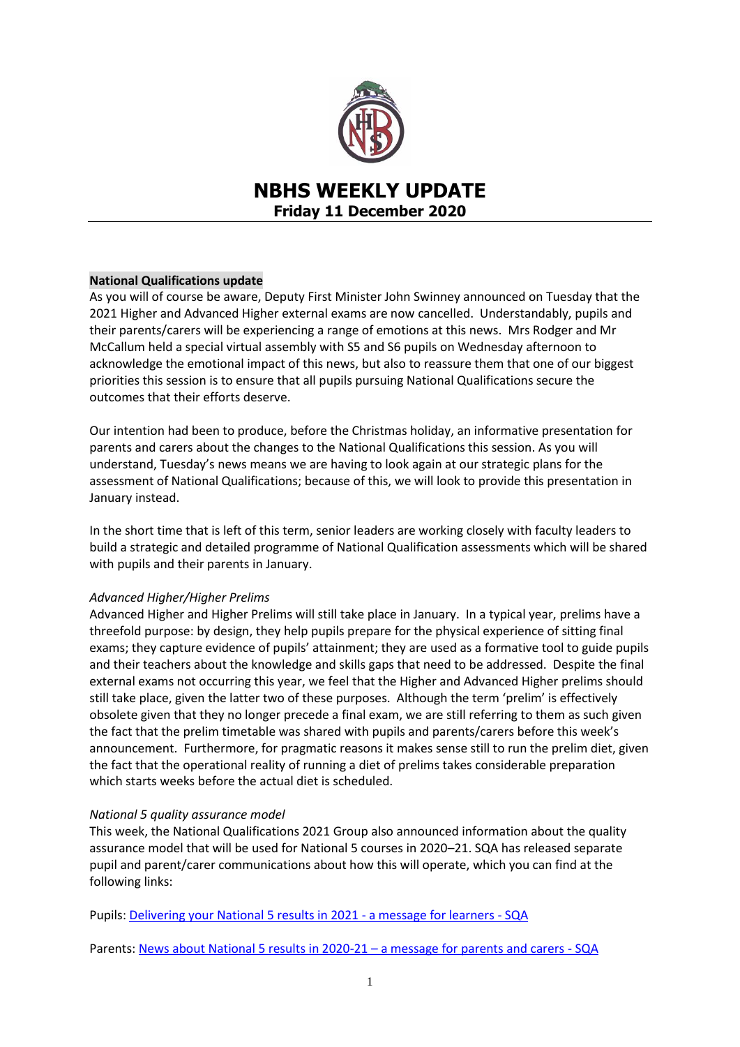# NBHS WEEKLY UPDATE

## Friday 11 December 2020

### National Qualifications update

As you will of course be aware, Deputy First Minister John Swinney announced on Tuesday that the 2021 Higher and Advanced Higher external exams are now cancelled. Understandably, pupils and their parents/carers will be experiencing a range of emotions at this news. Mrs Rodger and Mr McCallum held a special virtual assembly with S5 and S6 pupils on Wednesday afternoon to acknowledge the emotional impact of this news, but also to reassure them that one of our biggest priorities this session is to ensure that all pupils pursuing National Qualifications secure the outcomes that their efforts deserve.

Our intention had been to produce, before the Christmas holiday, an informative presentation for parents and carers about the changes to the National Qualifications this session. As you will understand, Tuesday's news means we are having to look again at our strategic plans for the assessment of National Qualifications; because of this, we will look to provide this presentation in January instead.

In the short time that is left of this term, senior leaders are working closely with faculty leaders to build a strategic and detailed programme of National Qualification assessments which will be shared with pupils and their parents in January.

*Advanced Higher/Higher Prelims*

Advanced Higher and Higher Prelims will still take place in January. In a typical year, prelims have a threefold purpose: by design, they help pupils prepare for the physical experience of sitting final exams; they capture evidence of pupils' attainment; they are used as a formative tool to guide pupils and their teachers about the knowledge and skills gaps that need to be addressed. Despite the final external exams not occurring this year, we feel that the Higher and Advanced Higher prelims should still take place, given the latter two of these purposes. Although the term 'prelim' is effectively obsolete given that they no longer precede a final exam, we are still referring to them as such given the fact that the prelim timetable was shared with pupils and parents/carers before this week's announcement. Furthermore, for pragmatic reasons it makes sense still to run the prelim diet, given the fact that the operational reality of running a diet of prelims takes considerable preparation which starts weeks before the actual diet is scheduled.

*National 5 quality assurance model*

This week, the National Qualifications 2021 Group also announced information about the quality assurance model that will be used for National 5 courses in 2020–21. SQA has released separate pupil and parent/carer communications about how this will operate, which you can find at the following links:

Pupils: Delivering your National 5 results in 2021 - a message for learners - SQA

Parents: News about National 5 results in 2020-21 – a message for parents and carers - SQA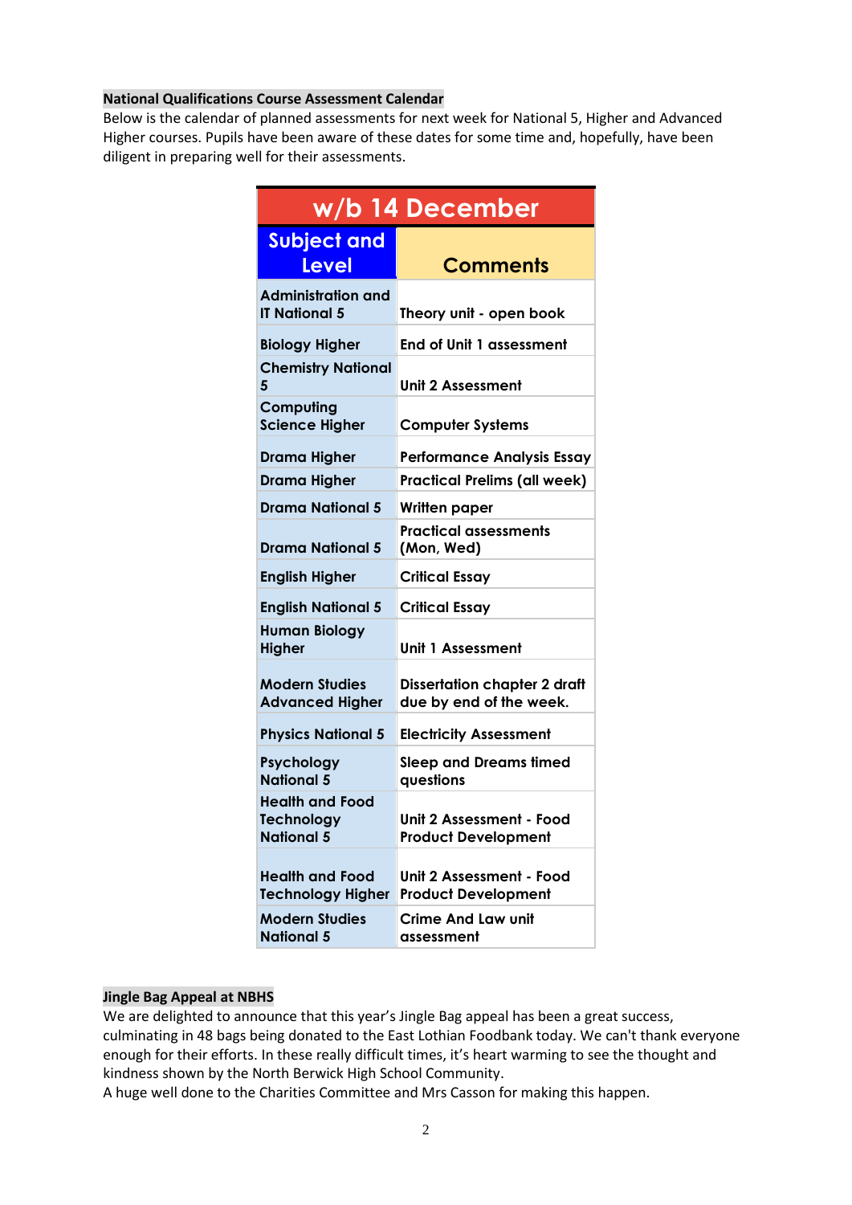**National Qualifications Course Assessment Calendar**

Below is the calendar of planned assessments for next week for National 5, Higher and Advanced Higher courses. Pupils have been aware of these dates for some time and, hopefully, have been diligent in preparing well for their assessments.

| w/b 14 December | |
|---|---|
| **Subject and Level** | **Comments** |
| Administration and IT National 5 | Theory unit - open book |
| Biology Higher | End of Unit 1 assessment |
| Chemistry National 5 | Unit 2 Assessment |
| Computing Science Higher | Computer Systems |
| Drama Higher | Performance Analysis Essay |
| Drama Higher | Practical Prelims (all week) |
| Drama National 5 | Written paper |
| Drama National 5 | Practical assessments (Mon, Wed) |
| English Higher | Critical Essay |
| English National 5 | Critical Essay |
| Human Biology Higher | Unit 1 Assessment |
| Modern Studies Advanced Higher | Dissertation chapter 2 draft due by end of the week. |
| Physics National 5 | Electricity Assessment |
| Psychology National 5 | Sleep and Dreams timed questions |
| Health and Food Technology National 5 | Unit 2 Assessment - Food Product Development |
| Health and Food Technology Higher | Unit 2 Assessment - Food Product Development |
| Modern Studies National 5 | Crime And Law unit assessment |

**Jingle Bag Appeal at NBHS**

We are delighted to announce that this year's Jingle Bag appeal has been a great success, culminating in 48 bags being donated to the East Lothian Foodbank today. We can't thank everyone enough for their efforts. In these really difficult times, it's heart warming to see the thought and kindness shown by the North Berwick High School Community.

A huge well done to the Charities Committee and Mrs Casson for making this happen.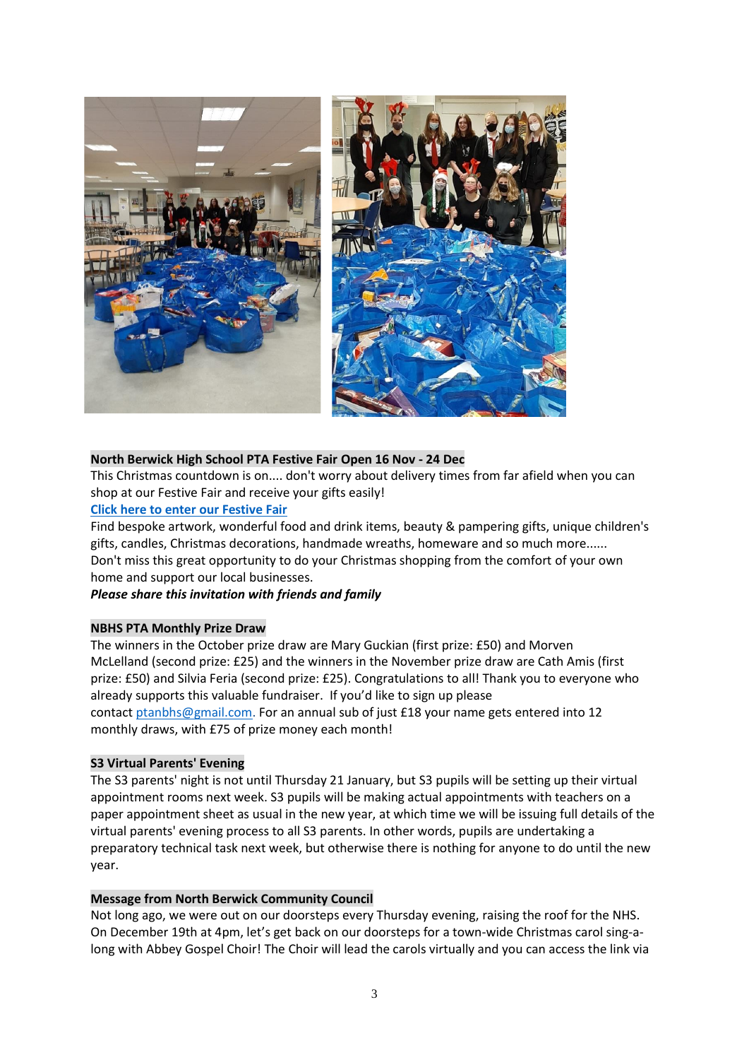**North Berwick High School PTA Festive Fair Open 16 Nov - 24 Dec**

This Christmas countdown is on.... don't worry about delivery times from far afield when you can shop at our Festive Fair and receive your gifts easily!

**Click here to enter our Festive Fair**

Find bespoke artwork, wonderful food and drink items, beauty & pampering gifts, unique children's gifts, candles, Christmas decorations, handmade wreaths, homeware and so much more......

Don't miss this great opportunity to do your Christmas shopping from the comfort of your own home and support our local businesses.

***Please share this invitation with friends and family***

**NBHS PTA Monthly Prize Draw**

The winners in the October prize draw are Mary Guckian (first prize: £50) and Morven McLelland (second prize: £25) and the winners in the November prize draw are Cath Amis (first prize: £50) and Silvia Feria (second prize: £25). Congratulations to all! Thank you to everyone who already supports this valuable fundraiser. If you'd like to sign up please contact ptanbhs@gmail.com. For an annual sub of just £18 your name gets entered into 12 monthly draws, with £75 of prize money each month!

**S3 Virtual Parents' Evening**

The S3 parents' night is not until Thursday 21 January, but S3 pupils will be setting up their virtual appointment rooms next week. S3 pupils will be making actual appointments with teachers on a paper appointment sheet as usual in the new year, at which time we will be issuing full details of the virtual parents' evening process to all S3 parents. In other words, pupils are undertaking a preparatory technical task next week, but otherwise there is nothing for anyone to do until the new year.

**Message from North Berwick Community Council**

Not long ago, we were out on our doorsteps every Thursday evening, raising the roof for the NHS. On December 19th at 4pm, let's get back on our doorsteps for a town-wide Christmas carol sing-a-long with Abbey Gospel Choir! The Choir will lead the carols virtually and you can access the link via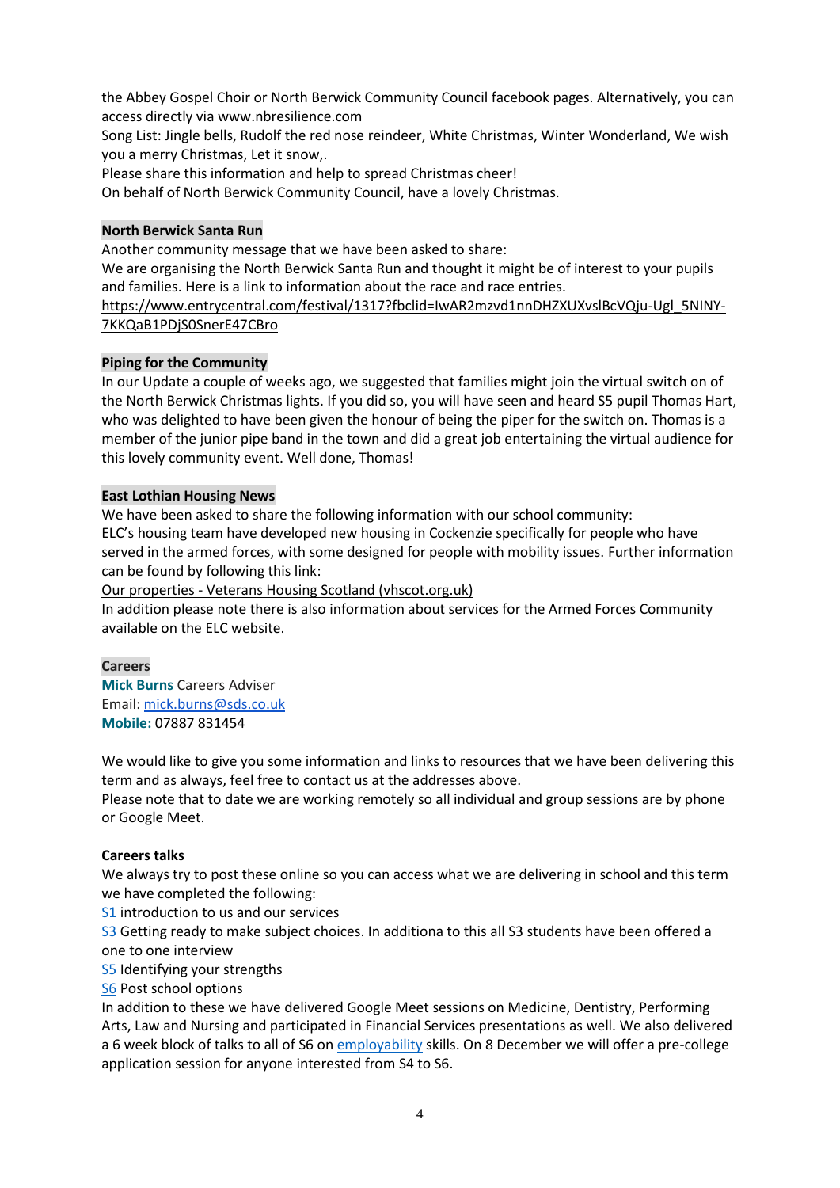the Abbey Gospel Choir or North Berwick Community Council facebook pages. Alternatively, you can access directly via www.nbresilience.com

Song List: Jingle bells, Rudolf the red nose reindeer, White Christmas, Winter Wonderland, We wish you a merry Christmas, Let it snow,.

Please share this information and help to spread Christmas cheer!

On behalf of North Berwick Community Council, have a lovely Christmas.

**North Berwick Santa Run**

Another community message that we have been asked to share:

We are organising the North Berwick Santa Run and thought it might be of interest to your pupils and families. Here is a link to information about the race and race entries.

https://www.entrycentral.com/festival/1317?fbclid=IwAR2mzvd1nnDHZXUXvslBcVQju-Ugl_5NINY-7KKQaB1PDjS0SnerE47CBro

**Piping for the Community**

In our Update a couple of weeks ago, we suggested that families might join the virtual switch on of the North Berwick Christmas lights. If you did so, you will have seen and heard S5 pupil Thomas Hart, who was delighted to have been given the honour of being the piper for the switch on. Thomas is a member of the junior pipe band in the town and did a great job entertaining the virtual audience for this lovely community event. Well done, Thomas!

**East Lothian Housing News**

We have been asked to share the following information with our school community:

ELC's housing team have developed new housing in Cockenzie specifically for people who have served in the armed forces, with some designed for people with mobility issues. Further information can be found by following this link:

Our properties - Veterans Housing Scotland (vhscot.org.uk)

In addition please note there is also information about services for the Armed Forces Community available on the ELC website.

**Careers**

**Mick Burns** Careers Adviser
Email: mick.burns@sds.co.uk
**Mobile:** 07887 831454

We would like to give you some information and links to resources that we have been delivering this term and as always, feel free to contact us at the addresses above.

Please note that to date we are working remotely so all individual and group sessions are by phone or Google Meet.

**Careers talks**

We always try to post these online so you can access what we are delivering in school and this term we have completed the following:

S1 introduction to us and our services

S3 Getting ready to make subject choices. In additiona to this all S3 students have been offered a one to one interview

S5 Identifying your strengths

S6 Post school options

In addition to these we have delivered Google Meet sessions on Medicine, Dentistry, Performing Arts, Law and Nursing and participated in Financial Services presentations as well. We also delivered a 6 week block of talks to all of S6 on employability skills. On 8 December we will offer a pre-college application session for anyone interested from S4 to S6.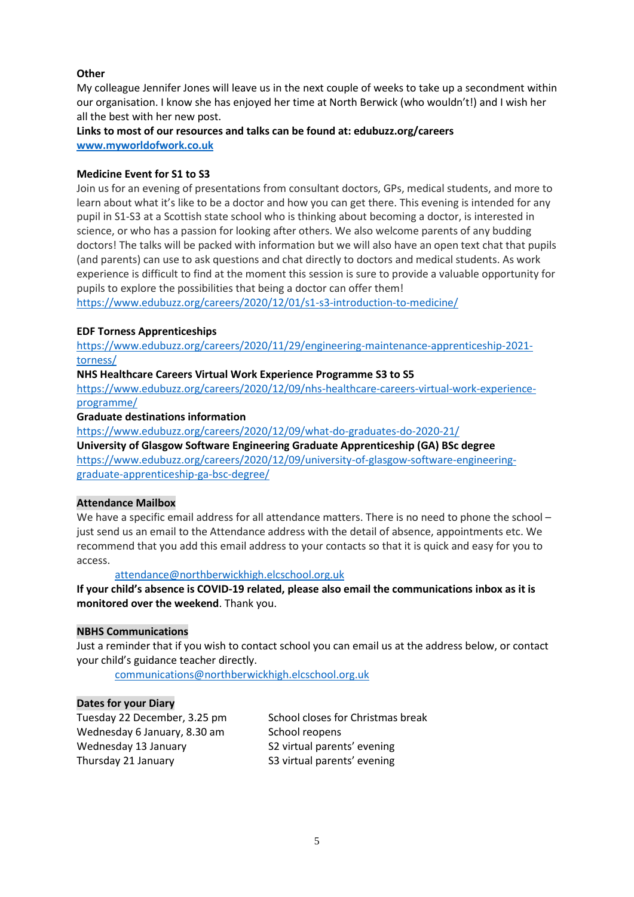**Other**

My colleague Jennifer Jones will leave us in the next couple of weeks to take up a secondment within our organisation. I know she has enjoyed her time at North Berwick (who wouldn't!) and I wish her all the best with her new post.

**Links to most of our resources and talks can be found at: edubuzz.org/careers**
**www.myworldofwork.co.uk**

**Medicine Event for S1 to S3**

Join us for an evening of presentations from consultant doctors, GPs, medical students, and more to learn about what it's like to be a doctor and how you can get there. This evening is intended for any pupil in S1-S3 at a Scottish state school who is thinking about becoming a doctor, is interested in science, or who has a passion for looking after others. We also welcome parents of any budding doctors! The talks will be packed with information but we will also have an open text chat that pupils (and parents) can use to ask questions and chat directly to doctors and medical students. As work experience is difficult to find at the moment this session is sure to provide a valuable opportunity for pupils to explore the possibilities that being a doctor can offer them!
https://www.edubuzz.org/careers/2020/12/01/s1-s3-introduction-to-medicine/

**EDF Torness Apprenticeships**
https://www.edubuzz.org/careers/2020/11/29/engineering-maintenance-apprenticeship-2021-torness/

**NHS Healthcare Careers Virtual Work Experience Programme S3 to S5**
https://www.edubuzz.org/careers/2020/12/09/nhs-healthcare-careers-virtual-work-experience-programme/

**Graduate destinations information**
https://www.edubuzz.org/careers/2020/12/09/what-do-graduates-do-2020-21/

**University of Glasgow Software Engineering Graduate Apprenticeship (GA) BSc degree**
https://www.edubuzz.org/careers/2020/12/09/university-of-glasgow-software-engineering-graduate-apprenticeship-ga-bsc-degree/

**Attendance Mailbox**

We have a specific email address for all attendance matters. There is no need to phone the school – just send us an email to the Attendance address with the detail of absence, appointments etc. We recommend that you add this email address to your contacts so that it is quick and easy for you to access.

attendance@northberwickhigh.elcschool.org.uk

**If your child's absence is COVID-19 related, please also email the communications inbox as it is monitored over the weekend**. Thank you.

**NBHS Communications**

Just a reminder that if you wish to contact school you can email us at the address below, or contact your child's guidance teacher directly.

communications@northberwickhigh.elcschool.org.uk

**Dates for your Diary**

| | |
|---|---|
| Tuesday 22 December, 3.25 pm | School closes for Christmas break |
| Wednesday 6 January, 8.30 am | School reopens |
| Wednesday 13 January | S2 virtual parents' evening |
| Thursday 21 January | S3 virtual parents' evening |